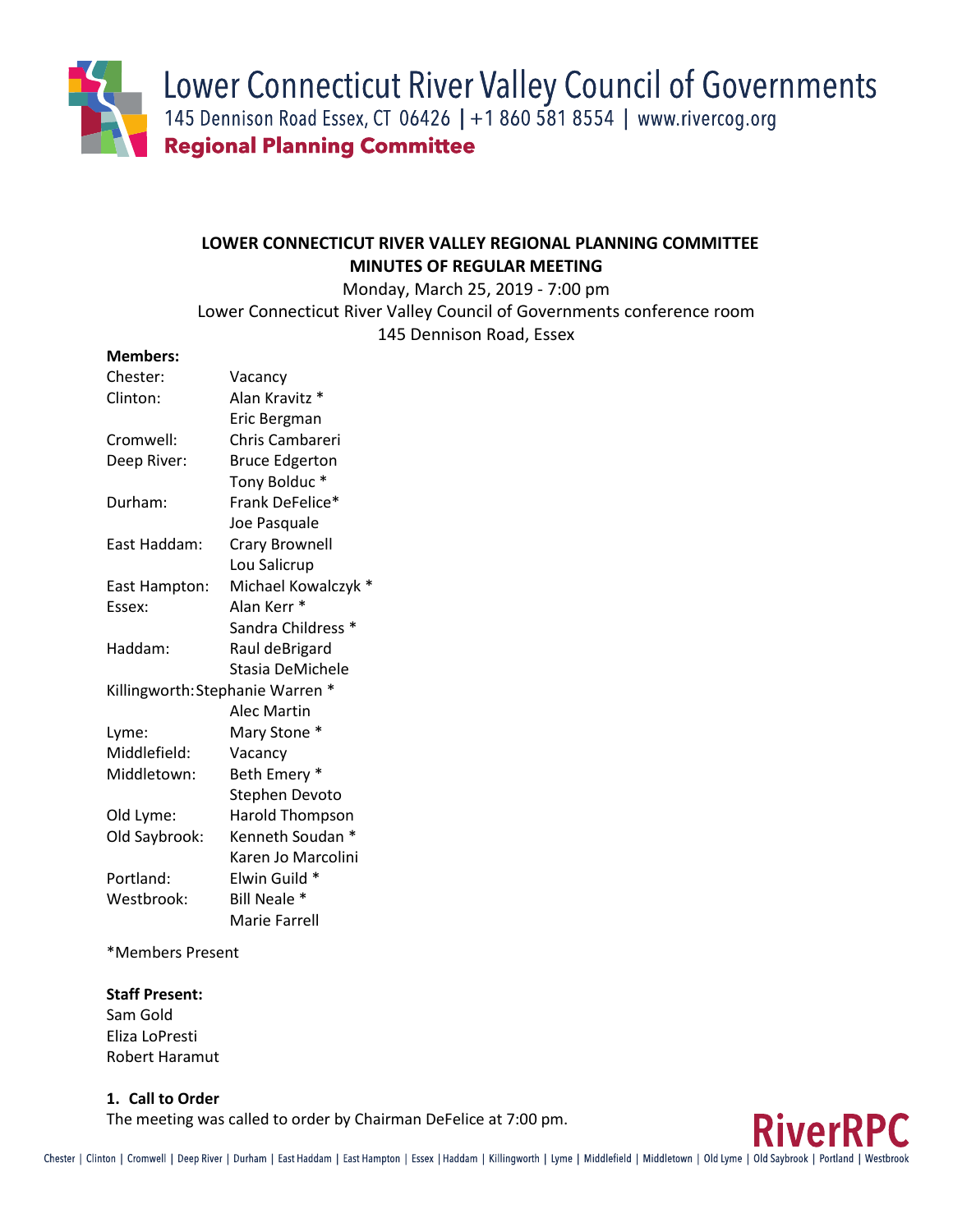Lower Connecticut River Valley Council of Governments
145 Dennison Road Essex, CT 06426 | +1 860 581 8554 | www.rivercog.org
**Regional Planning Committee**

## LOWER CONNECTICUT RIVER VALLEY REGIONAL PLANNING COMMITTEE
## MINUTES OF REGULAR MEETING

Monday, March 25, 2019 - 7:00 pm
Lower Connecticut River Valley Council of Governments conference room
145 Dennison Road, Essex

**Members:**

| | |
|---|---|
| Chester: | Vacancy |
| Clinton: | Alan Kravitz * |
| | Eric Bergman |
| Cromwell: | Chris Cambareri |
| Deep River: | Bruce Edgerton |
| | Tony Bolduc * |
| Durham: | Frank DeFelice* |
| | Joe Pasquale |
| East Haddam: | Crary Brownell |
| | Lou Salicrup |
| East Hampton: | Michael Kowalczyk * |
| Essex: | Alan Kerr * |
| | Sandra Childress * |
| Haddam: | Raul deBrigard |
| | Stasia DeMichele |
| Killingworth: | Stephanie Warren * |
| | Alec Martin |
| Lyme: | Mary Stone * |
| Middlefield: | Vacancy |
| Middletown: | Beth Emery * |
| | Stephen Devoto |
| Old Lyme: | Harold Thompson |
| Old Saybrook: | Kenneth Soudan * |
| | Karen Jo Marcolini |
| Portland: | Elwin Guild * |
| Westbrook: | Bill Neale * |
| | Marie Farrell |

*Members Present

**Staff Present:**
Sam Gold
Eliza LoPresti
Robert Haramut

**1. Call to Order**
The meeting was called to order by Chairman DeFelice at 7:00 pm.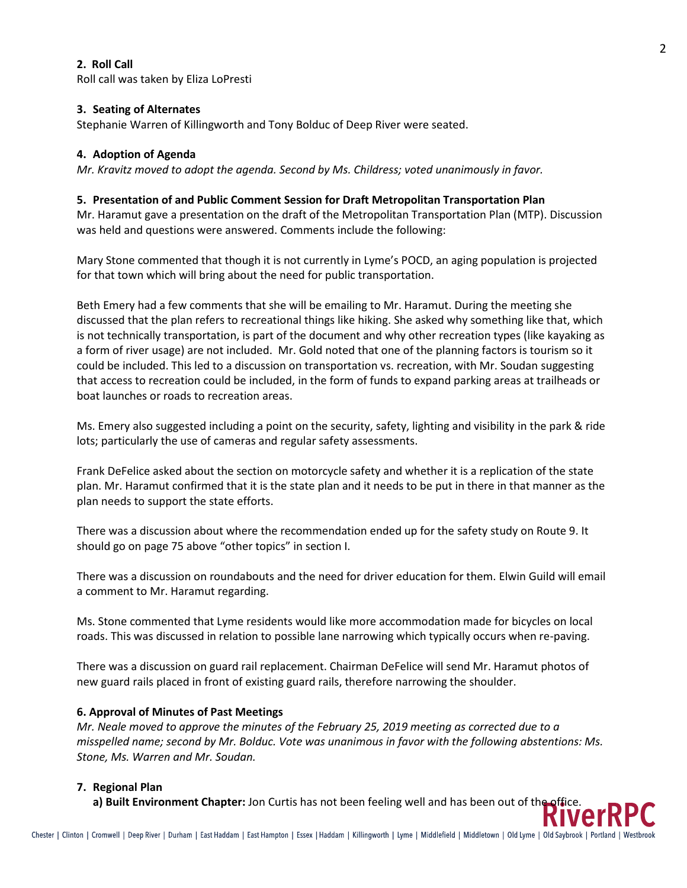**2. Roll Call**

Roll call was taken by Eliza LoPresti

**3. Seating of Alternates**

Stephanie Warren of Killingworth and Tony Bolduc of Deep River were seated.

**4. Adoption of Agenda**

*Mr. Kravitz moved to adopt the agenda. Second by Ms. Childress; voted unanimously in favor.*

**5. Presentation of and Public Comment Session for Draft Metropolitan Transportation Plan**

Mr. Haramut gave a presentation on the draft of the Metropolitan Transportation Plan (MTP). Discussion was held and questions were answered. Comments include the following:

Mary Stone commented that though it is not currently in Lyme's POCD, an aging population is projected for that town which will bring about the need for public transportation.

Beth Emery had a few comments that she will be emailing to Mr. Haramut. During the meeting she discussed that the plan refers to recreational things like hiking. She asked why something like that, which is not technically transportation, is part of the document and why other recreation types (like kayaking as a form of river usage) are not included. Mr. Gold noted that one of the planning factors is tourism so it could be included. This led to a discussion on transportation vs. recreation, with Mr. Soudan suggesting that access to recreation could be included, in the form of funds to expand parking areas at trailheads or boat launches or roads to recreation areas.

Ms. Emery also suggested including a point on the security, safety, lighting and visibility in the park & ride lots; particularly the use of cameras and regular safety assessments.

Frank DeFelice asked about the section on motorcycle safety and whether it is a replication of the state plan. Mr. Haramut confirmed that it is the state plan and it needs to be put in there in that manner as the plan needs to support the state efforts.

There was a discussion about where the recommendation ended up for the safety study on Route 9. It should go on page 75 above "other topics" in section I.

There was a discussion on roundabouts and the need for driver education for them. Elwin Guild will email a comment to Mr. Haramut regarding.

Ms. Stone commented that Lyme residents would like more accommodation made for bicycles on local roads. This was discussed in relation to possible lane narrowing which typically occurs when re-paving.

There was a discussion on guard rail replacement. Chairman DeFelice will send Mr. Haramut photos of new guard rails placed in front of existing guard rails, therefore narrowing the shoulder.

**6. Approval of Minutes of Past Meetings**

*Mr. Neale moved to approve the minutes of the February 25, 2019 meeting as corrected due to a misspelled name; second by Mr. Bolduc. Vote was unanimous in favor with the following abstentions: Ms. Stone, Ms. Warren and Mr. Soudan.*

**7. Regional Plan**

**a) Built Environment Chapter:** Jon Curtis has not been feeling well and has been out of the office.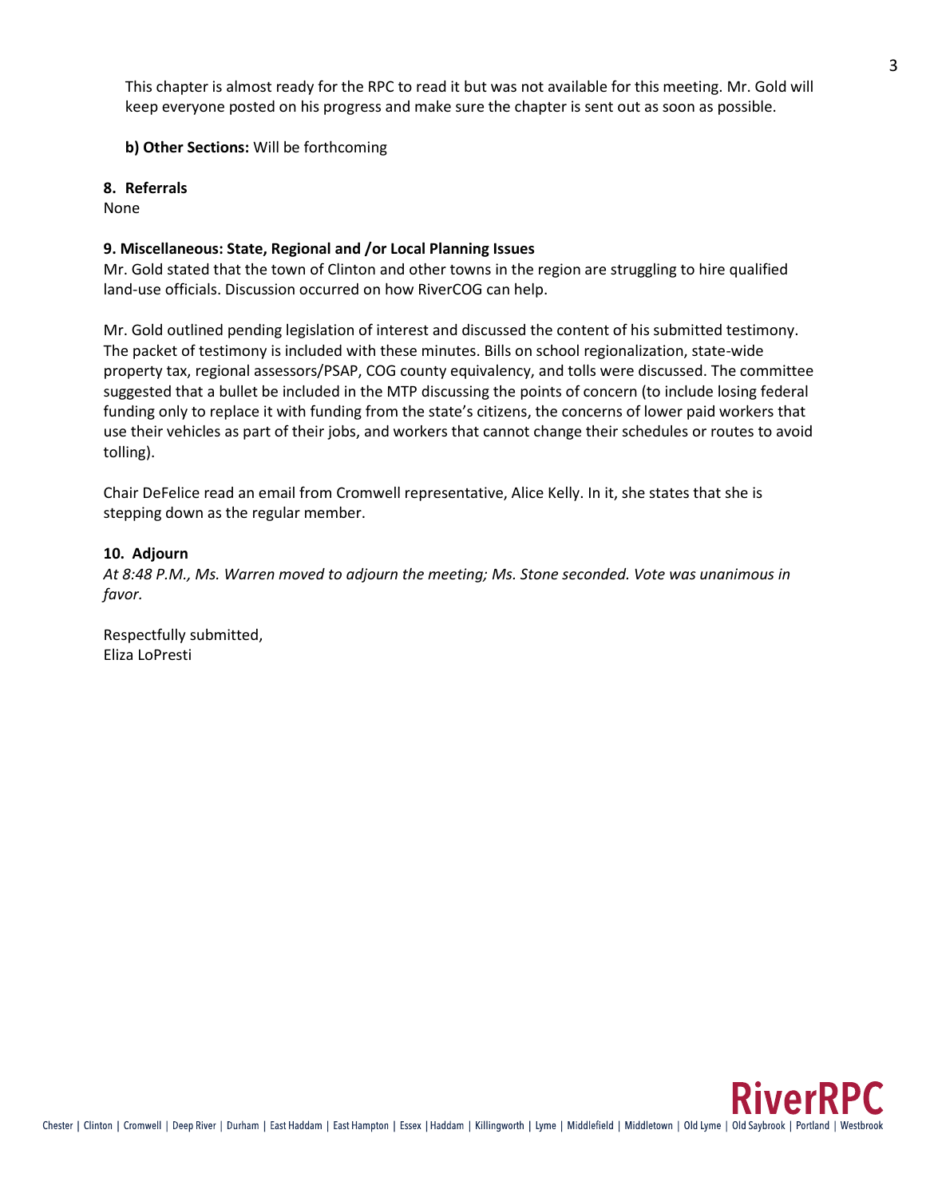This chapter is almost ready for the RPC to read it but was not available for this meeting. Mr. Gold will keep everyone posted on his progress and make sure the chapter is sent out as soon as possible.

**b) Other Sections:** Will be forthcoming

**8. Referrals**

None

**9. Miscellaneous: State, Regional and /or Local Planning Issues**

Mr. Gold stated that the town of Clinton and other towns in the region are struggling to hire qualified land-use officials. Discussion occurred on how RiverCOG can help.

Mr. Gold outlined pending legislation of interest and discussed the content of his submitted testimony. The packet of testimony is included with these minutes. Bills on school regionalization, state-wide property tax, regional assessors/PSAP, COG county equivalency, and tolls were discussed. The committee suggested that a bullet be included in the MTP discussing the points of concern (to include losing federal funding only to replace it with funding from the state's citizens, the concerns of lower paid workers that use their vehicles as part of their jobs, and workers that cannot change their schedules or routes to avoid tolling).

Chair DeFelice read an email from Cromwell representative, Alice Kelly. In it, she states that she is stepping down as the regular member.

**10. Adjourn**

*At 8:48 P.M., Ms. Warren moved to adjourn the meeting; Ms. Stone seconded. Vote was unanimous in favor.*

Respectfully submitted,
Eliza LoPresti